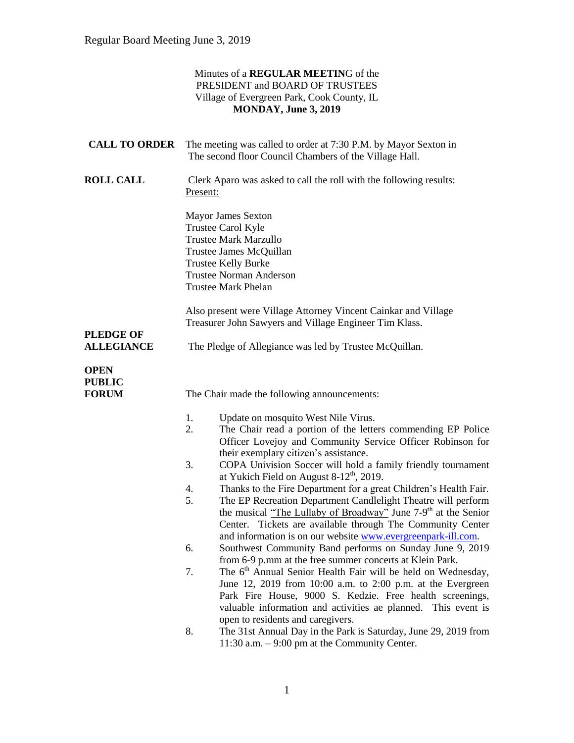Minutes of a **REGULAR MEETING** of the
PRESIDENT and BOARD OF TRUSTEES
Village of Evergreen Park, Cook County, IL
**MONDAY, June 3, 2019**

**CALL TO ORDER** The meeting was called to order at 7:30 P.M. by Mayor Sexton in The second floor Council Chambers of the Village Hall.

**ROLL CALL** Clerk Aparo was asked to call the roll with the following results:
Present:

Mayor James Sexton
Trustee Carol Kyle
Trustee Mark Marzullo
Trustee James McQuillan
Trustee Kelly Burke
Trustee Norman Anderson
Trustee Mark Phelan

Also present were Village Attorney Vincent Cainkar and Village Treasurer John Sawyers and Village Engineer Tim Klass.

**PLEDGE OF ALLEGIANCE** The Pledge of Allegiance was led by Trustee McQuillan.

**OPEN PUBLIC FORUM** The Chair made the following announcements:

1. Update on mosquito West Nile Virus.
2. The Chair read a portion of the letters commending EP Police Officer Lovejoy and Community Service Officer Robinson for their exemplary citizen's assistance.
3. COPA Univision Soccer will hold a family friendly tournament at Yukich Field on August 8-12th, 2019.
4. Thanks to the Fire Department for a great Children's Health Fair.
5. The EP Recreation Department Candlelight Theatre will perform the musical "The Lullaby of Broadway" June 7-9th at the Senior Center. Tickets are available through The Community Center and information is on our website www.evergreenpark-ill.com.
6. Southwest Community Band performs on Sunday June 9, 2019 from 6-9 p.mm at the free summer concerts at Klein Park.
7. The 6th Annual Senior Health Fair will be held on Wednesday, June 12, 2019 from 10:00 a.m. to 2:00 p.m. at the Evergreen Park Fire House, 9000 S. Kedzie. Free health screenings, valuable information and activities ae planned. This event is open to residents and caregivers.
8. The 31st Annual Day in the Park is Saturday, June 29, 2019 from 11:30 a.m. – 9:00 pm at the Community Center.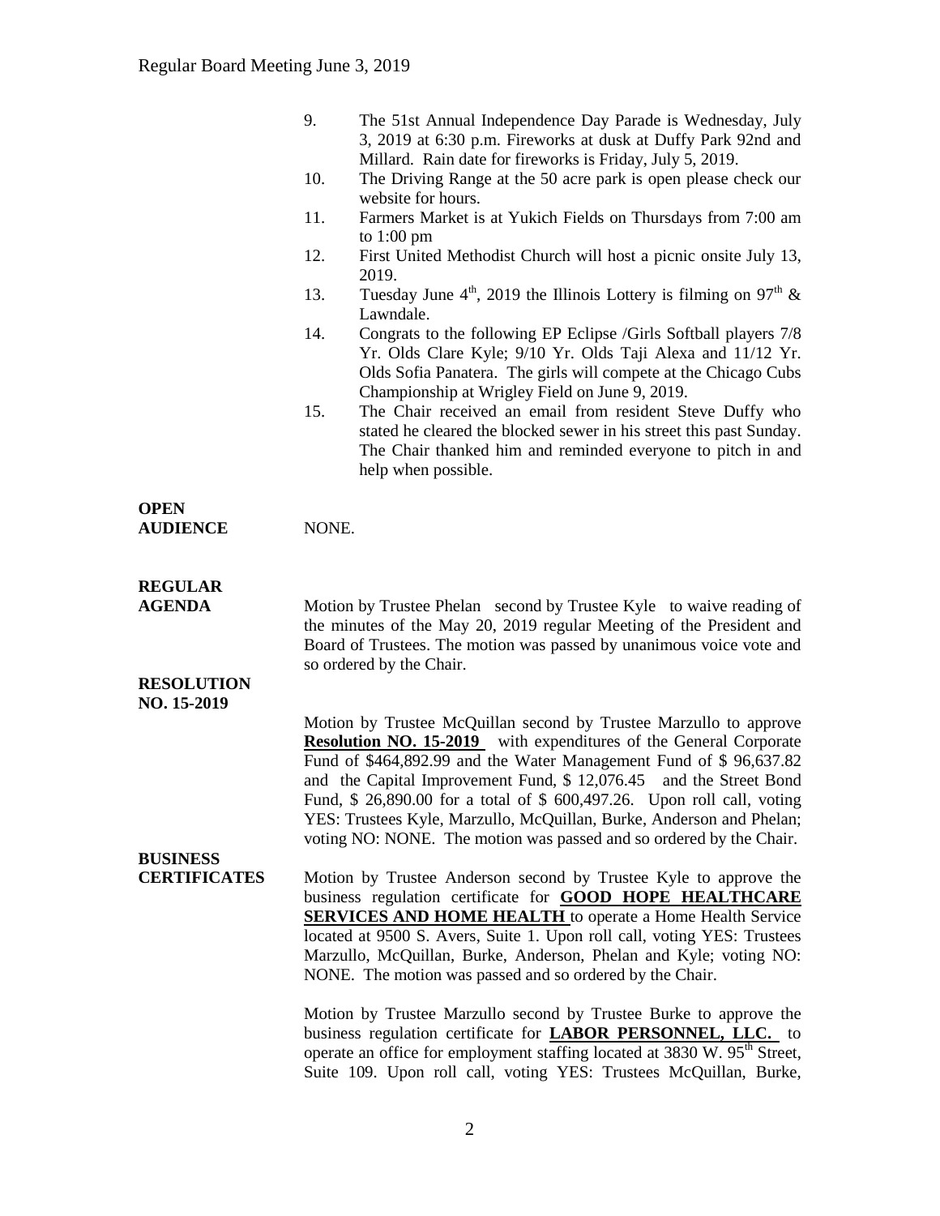9. The 51st Annual Independence Day Parade is Wednesday, July 3, 2019 at 6:30 p.m. Fireworks at dusk at Duffy Park 92nd and Millard. Rain date for fireworks is Friday, July 5, 2019.
10. The Driving Range at the 50 acre park is open please check our website for hours.
11. Farmers Market is at Yukich Fields on Thursdays from 7:00 am to 1:00 pm
12. First United Methodist Church will host a picnic onsite July 13, 2019.
13. Tuesday June 4th, 2019 the Illinois Lottery is filming on 97th & Lawndale.
14. Congrats to the following EP Eclipse /Girls Softball players 7/8 Yr. Olds Clare Kyle; 9/10 Yr. Olds Taji Alexa and 11/12 Yr. Olds Sofia Panatera. The girls will compete at the Chicago Cubs Championship at Wrigley Field on June 9, 2019.
15. The Chair received an email from resident Steve Duffy who stated he cleared the blocked sewer in his street this past Sunday. The Chair thanked him and reminded everyone to pitch in and help when possible.

**OPEN AUDIENCE**

NONE.

**REGULAR AGENDA**

Motion by Trustee Phelan second by Trustee Kyle to waive reading of the minutes of the May 20, 2019 regular Meeting of the President and Board of Trustees. The motion was passed by unanimous voice vote and so ordered by the Chair.

**RESOLUTION NO. 15-2019**

Motion by Trustee McQuillan second by Trustee Marzullo to approve **Resolution NO. 15-2019** with expenditures of the General Corporate Fund of $464,892.99 and the Water Management Fund of $ 96,637.82 and the Capital Improvement Fund, $ 12,076.45 and the Street Bond Fund, $ 26,890.00 for a total of $ 600,497.26. Upon roll call, voting YES: Trustees Kyle, Marzullo, McQuillan, Burke, Anderson and Phelan; voting NO: NONE. The motion was passed and so ordered by the Chair.

**BUSINESS CERTIFICATES**

Motion by Trustee Anderson second by Trustee Kyle to approve the business regulation certificate for **GOOD HOPE HEALTHCARE SERVICES AND HOME HEALTH** to operate a Home Health Service located at 9500 S. Avers, Suite 1. Upon roll call, voting YES: Trustees Marzullo, McQuillan, Burke, Anderson, Phelan and Kyle; voting NO: NONE. The motion was passed and so ordered by the Chair.

Motion by Trustee Marzullo second by Trustee Burke to approve the business regulation certificate for **LABOR PERSONNEL, LLC.** to operate an office for employment staffing located at 3830 W. 95th Street, Suite 109. Upon roll call, voting YES: Trustees McQuillan, Burke,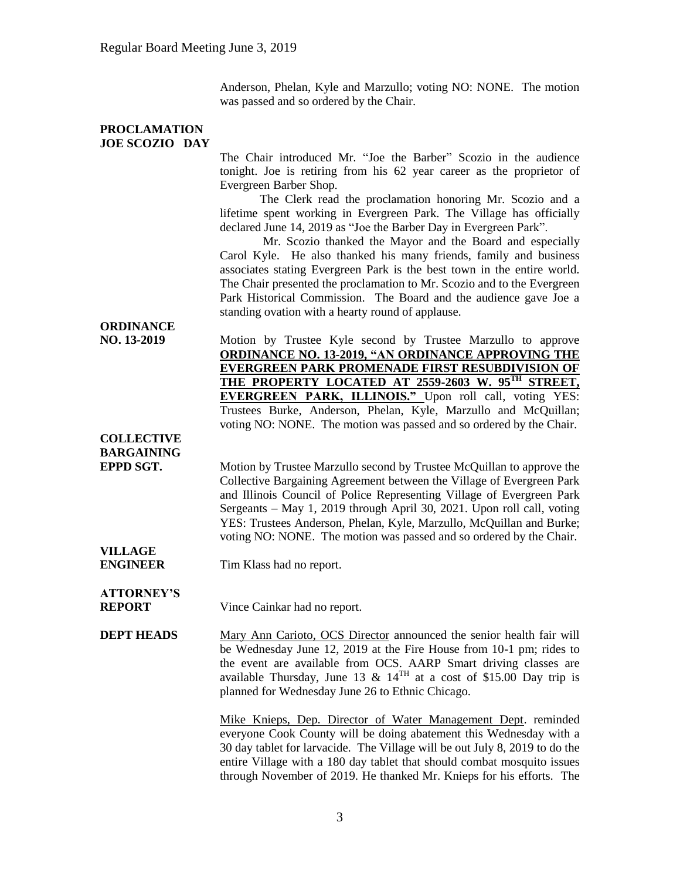Anderson, Phelan, Kyle and Marzullo; voting NO: NONE. The motion was passed and so ordered by the Chair.

**PROCLAMATION JOE SCOZIO DAY**

The Chair introduced Mr. "Joe the Barber" Scozio in the audience tonight. Joe is retiring from his 62 year career as the proprietor of Evergreen Barber Shop.

The Clerk read the proclamation honoring Mr. Scozio and a lifetime spent working in Evergreen Park. The Village has officially declared June 14, 2019 as "Joe the Barber Day in Evergreen Park".

Mr. Scozio thanked the Mayor and the Board and especially Carol Kyle. He also thanked his many friends, family and business associates stating Evergreen Park is the best town in the entire world. The Chair presented the proclamation to Mr. Scozio and to the Evergreen Park Historical Commission. The Board and the audience gave Joe a standing ovation with a hearty round of applause.

**ORDINANCE NO. 13-2019**

Motion by Trustee Kyle second by Trustee Marzullo to approve **ORDINANCE NO. 13-2019, "AN ORDINANCE APPROVING THE EVERGREEN PARK PROMENADE FIRST RESUBDIVISION OF THE PROPERTY LOCATED AT 2559-2603 W. 95TH STREET, EVERGREEN PARK, ILLINOIS."** Upon roll call, voting YES: Trustees Burke, Anderson, Phelan, Kyle, Marzullo and McQuillan; voting NO: NONE. The motion was passed and so ordered by the Chair.

**COLLECTIVE BARGAINING EPPD SGT.**

Motion by Trustee Marzullo second by Trustee McQuillan to approve the Collective Bargaining Agreement between the Village of Evergreen Park and Illinois Council of Police Representing Village of Evergreen Park Sergeants – May 1, 2019 through April 30, 2021. Upon roll call, voting YES: Trustees Anderson, Phelan, Kyle, Marzullo, McQuillan and Burke; voting NO: NONE. The motion was passed and so ordered by the Chair.

**VILLAGE ENGINEER**

Tim Klass had no report.

**ATTORNEY'S REPORT**

Vince Cainkar had no report.

**DEPT HEADS**

Mary Ann Carioto, OCS Director announced the senior health fair will be Wednesday June 12, 2019 at the Fire House from 10-1 pm; rides to the event are available from OCS. AARP Smart driving classes are available Thursday, June 13 & 14TH at a cost of $15.00 Day trip is planned for Wednesday June 26 to Ethnic Chicago.

Mike Knieps, Dep. Director of Water Management Dept. reminded everyone Cook County will be doing abatement this Wednesday with a 30 day tablet for larvacide. The Village will be out July 8, 2019 to do the entire Village with a 180 day tablet that should combat mosquito issues through November of 2019. He thanked Mr. Knieps for his efforts. The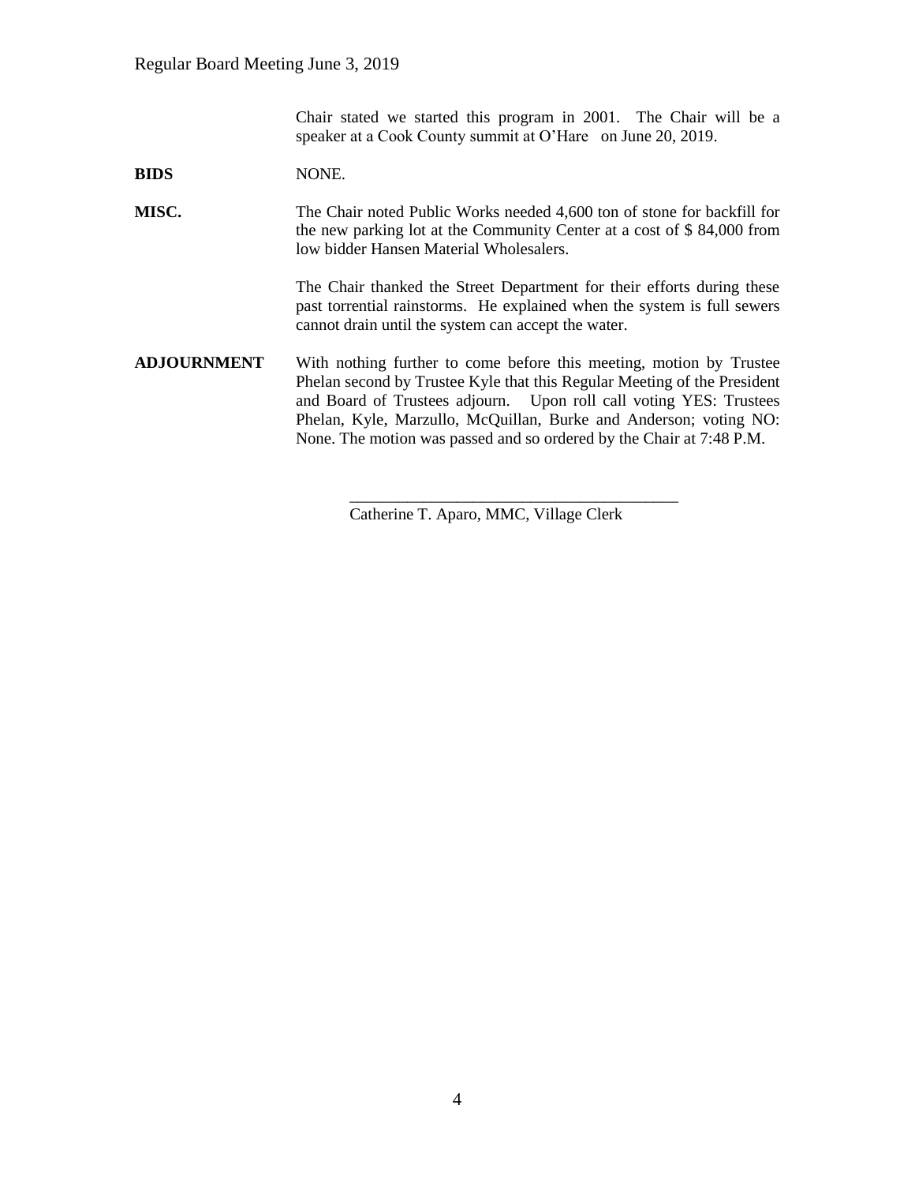Chair stated we started this program in 2001. The Chair will be a speaker at a Cook County summit at O'Hare on June 20, 2019.

**BIDS** NONE.

**MISC.** The Chair noted Public Works needed 4,600 ton of stone for backfill for the new parking lot at the Community Center at a cost of $ 84,000 from low bidder Hansen Material Wholesalers.

The Chair thanked the Street Department for their efforts during these past torrential rainstorms. He explained when the system is full sewers cannot drain until the system can accept the water.

**ADJOURNMENT** With nothing further to come before this meeting, motion by Trustee Phelan second by Trustee Kyle that this Regular Meeting of the President and Board of Trustees adjourn. Upon roll call voting YES: Trustees Phelan, Kyle, Marzullo, McQuillan, Burke and Anderson; voting NO: None. The motion was passed and so ordered by the Chair at 7:48 P.M.

\_\_\_\_\_\_\_\_\_\_\_\_\_\_\_\_\_\_\_\_\_\_\_\_\_\_\_\_\_\_\_\_\_\_\_\_\_\_\_\_

Catherine T. Aparo, MMC, Village Clerk